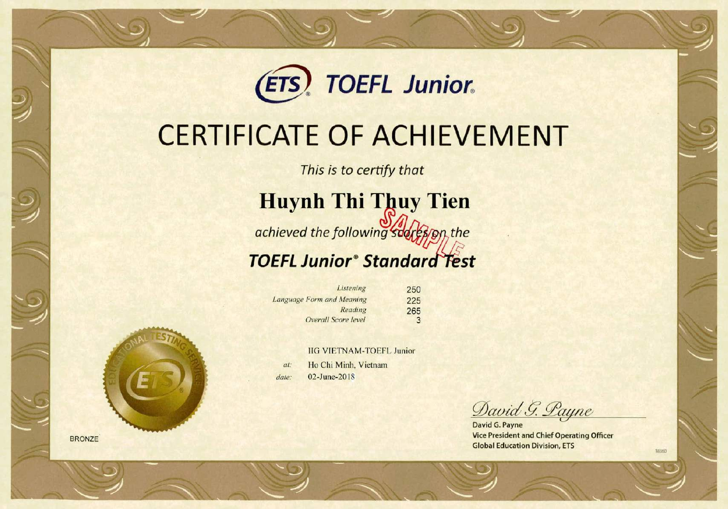ETS® TOEFL Junior®

# CERTIFICATE OF ACHIEVEMENT

*This is to certify that*

## Huynh Thi Thuy Tien

SAMPLE

*achieved the following scores on the*

## *TOEFL Junior® Standard Test*

| | |
|---|---|
| *Listening* | 250 |
| *Language Form and Meaning* | 225 |
| *Reading* | 265 |
| *Overall Score level* | 3 |

IIG VIETNAM-TOEFL Junior

*at:* Ho Chi Minh, Vietnam

*date:* 02-June-2018

EDUCATIONAL TESTING SERVICE ETS®

BRONZE

*David G. Payne*

**David G. Payne**
**Vice President and Chief Operating Officer**
**Global Education Division, ETS**

18360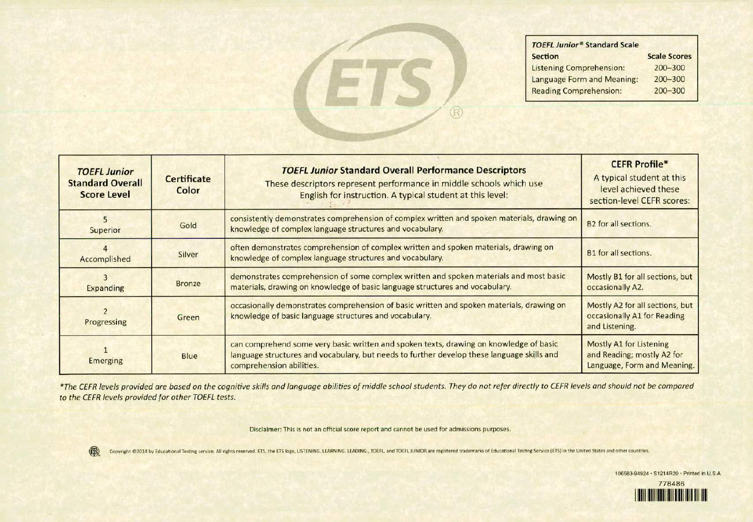| *TOEFL Junior®* Standard Scale | |
|---|---|
| **Section** | **Scale Scores** |
| Listening Comprehension: | 200–300 |
| Language Form and Meaning: | 200–300 |
| Reading Comprehension: | 200–300 |

| ***TOEFL Junior* Standard Overall Score Level** | **Certificate Color** | ***TOEFL Junior* Standard Overall Performance Descriptors** These descriptors represent performance in middle schools which use English for instruction. A typical student at this level: | **CEFR Profile*** A typical student at this level achieved these section-level CEFR scores: |
|---|---|---|---|
| 5 Superior | Gold | consistently demonstrates comprehension of complex written and spoken materials, drawing on knowledge of complex language structures and vocabulary. | B2 for all sections. |
| 4 Accomplished | Silver | often demonstrates comprehension of complex written and spoken materials, drawing on knowledge of complex language structures and vocabulary. | B1 for all sections. |
| 3 Expanding | Bronze | demonstrates comprehension of some complex written and spoken materials and most basic materials, drawing on knowledge of basic language structures and vocabulary. | Mostly B1 for all sections, but occasionally A2. |
| 2 Progressing | Green | occasionally demonstrates comprehension of basic written and spoken materials, drawing on knowledge of basic language structures and vocabulary. | Mostly A2 for all sections, but occasionally A1 for Reading and Listening. |
| 1 Emerging | Blue | can comprehend some very basic written and spoken texts, drawing on knowledge of basic language structures and vocabulary, but needs to further develop these language skills and comprehension abilities. | Mostly A1 for Listening and Reading; mostly A2 for Language, Form and Meaning. |

**The CEFR levels provided are based on the cognitive skills and language abilities of middle school students. They do not refer directly to CEFR levels and should not be compared to the CEFR levels provided for other TOEFL tests.*

Disclaimer: This is not an official score report and cannot be used for admissions purposes.

Copyright ©2014 by Educational Testing Service. All rights reserved. ETS, the ETS logo, LISTENING. LEARNING. LEADING., TOEFL and TOEFL JUNIOR are registered trademarks of Educational Testing Service (ETS) in the United States and other countries.

106583-94924 • S1214R20 • Printed in U.S.A

778486